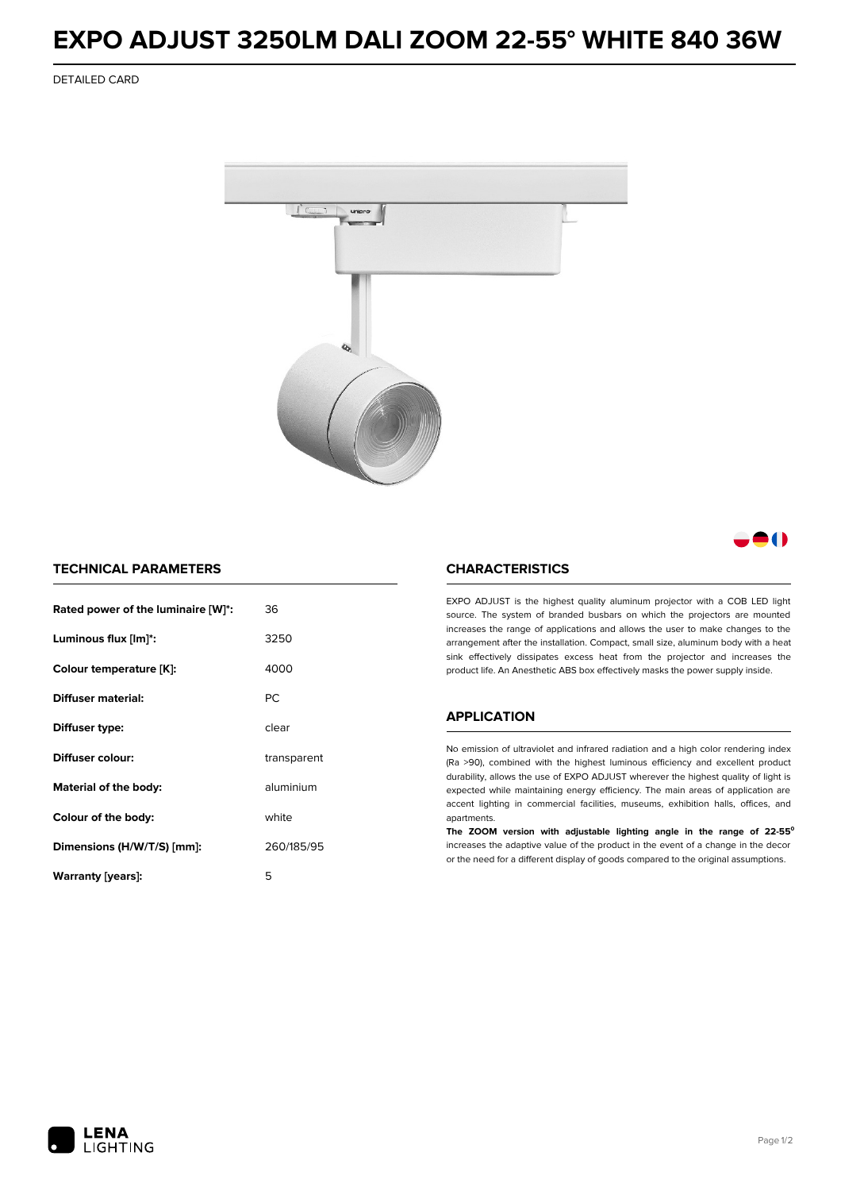# EXPO ADJUST 3250LM DALI ZOOM 22-55° WHITE 840 36W

DETAILED CARD

## TECHNICAL PARAMETERS

| | |
|---|---|
| **Rated power of the luminaire [W]*:** | 36 |
| **Luminous flux [lm]*:** | 3250 |
| **Colour temperature [K]:** | 4000 |
| **Diffuser material:** | PC |
| **Diffuser type:** | clear |
| **Diffuser colour:** | transparent |
| **Material of the body:** | aluminium |
| **Colour of the body:** | white |
| **Dimensions (H/W/T/S) [mm]:** | 260/185/95 |
| **Warranty [years]:** | 5 |

## CHARACTERISTICS

EXPO ADJUST is the highest quality aluminum projector with a COB LED light source. The system of branded busbars on which the projectors are mounted increases the range of applications and allows the user to make changes to the arrangement after the installation. Compact, small size, aluminum body with a heat sink effectively dissipates excess heat from the projector and increases the product life. An Anesthetic ABS box effectively masks the power supply inside.

## APPLICATION

No emission of ultraviolet and infrared radiation and a high color rendering index (Ra >90), combined with the highest luminous efficiency and excellent product durability, allows the use of EXPO ADJUST wherever the highest quality of light is expected while maintaining energy efficiency. The main areas of application are accent lighting in commercial facilities, museums, exhibition halls, offices, and apartments.

**The ZOOM version with adjustable lighting angle in the range of 22-55°** increases the adaptive value of the product in the event of a change in the decor or the need for a different display of goods compared to the original assumptions.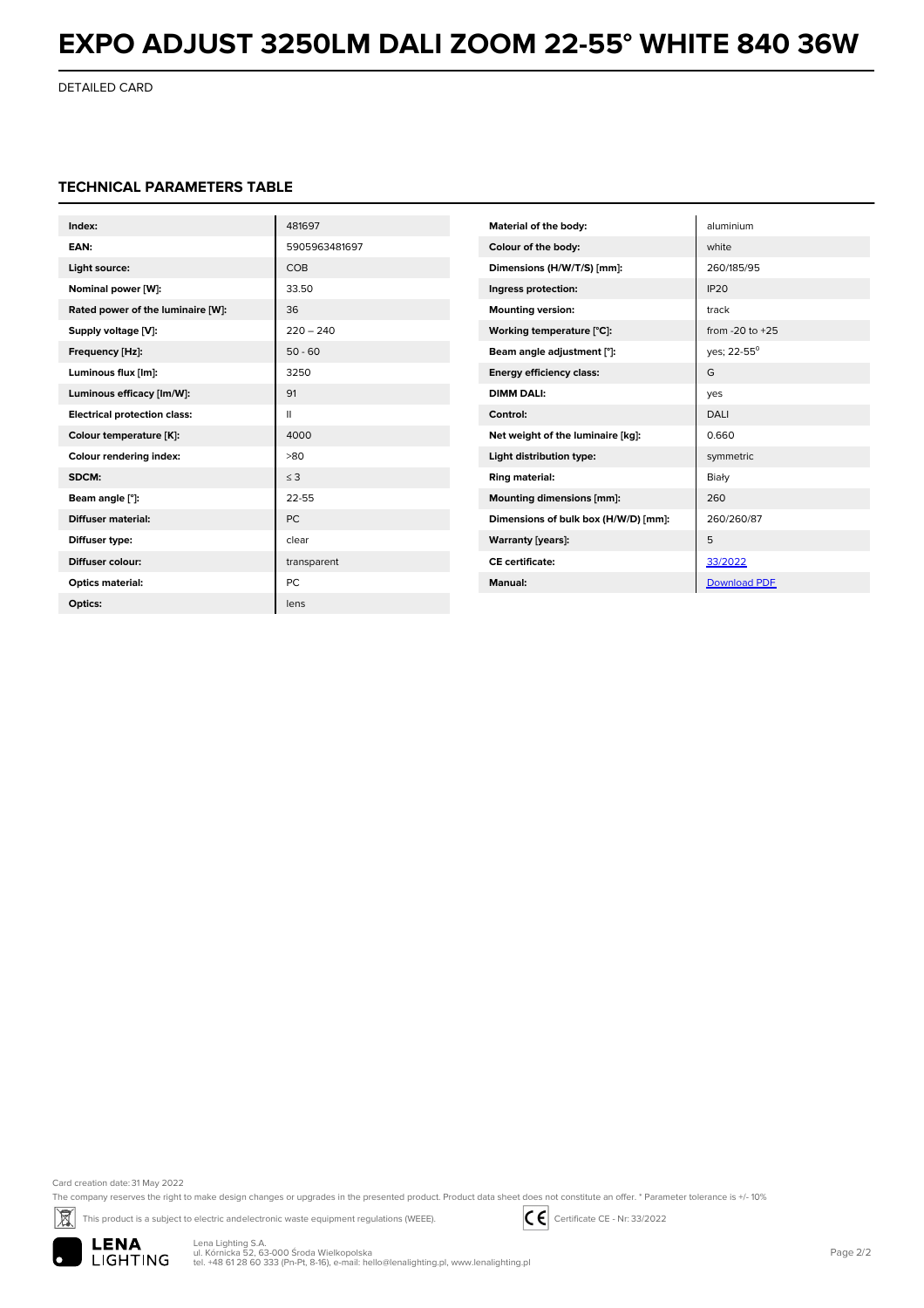# EXPO ADJUST 3250LM DALI ZOOM 22-55° WHITE 840 36W

DETAILED CARD

## TECHNICAL PARAMETERS TABLE

| | |
|---|---|
| **Index:** | 481697 |
| **EAN:** | 5905963481697 |
| **Light source:** | COB |
| **Nominal power [W]:** | 33.50 |
| **Rated power of the luminaire [W]:** | 36 |
| **Supply voltage [V]:** | 220 – 240 |
| **Frequency [Hz]:** | 50 - 60 |
| **Luminous flux [lm]:** | 3250 |
| **Luminous efficacy [lm/W]:** | 91 |
| **Electrical protection class:** | II |
| **Colour temperature [K]:** | 4000 |
| **Colour rendering index:** | >80 |
| **SDCM:** | ≤ 3 |
| **Beam angle [°]:** | 22-55 |
| **Diffuser material:** | PC |
| **Diffuser type:** | clear |
| **Diffuser colour:** | transparent |
| **Optics material:** | PC |
| **Optics:** | lens |
| **Material of the body:** | aluminium |
| **Colour of the body:** | white |
| **Dimensions (H/W/T/S) [mm]:** | 260/185/95 |
| **Ingress protection:** | IP20 |
| **Mounting version:** | track |
| **Working temperature [°C]:** | from -20 to +25 |
| **Beam angle adjustment [°]:** | yes; 22-55° |
| **Energy efficiency class:** | G |
| **DIMM DALI:** | yes |
| **Control:** | DALI |
| **Net weight of the luminaire [kg]:** | 0.660 |
| **Light distribution type:** | symmetric |
| **Ring material:** | Biały |
| **Mounting dimensions [mm]:** | 260 |
| **Dimensions of bulk box (H/W/D) [mm]:** | 260/260/87 |
| **Warranty [years]:** | 5 |
| **CE certificate:** | 33/2022 |
| **Manual:** | Download PDF |

Card creation date: 31 May 2022

The company reserves the right to make design changes or upgrades in the presented product. Product data sheet does not constitute an offer. * Parameter tolerance is +/- 10%

This product is a subject to electric andelectronic waste equipment regulations (WEEE).

Certificate CE - Nr: 33/2022

Lena Lighting S.A.
ul. Kórnicka 52, 63-000 Środa Wielkopolska
tel. +48 61 28 60 333 (Pn-Pt, 8-16), e-mail: hello@lenalighting.pl, www.lenalighting.pl